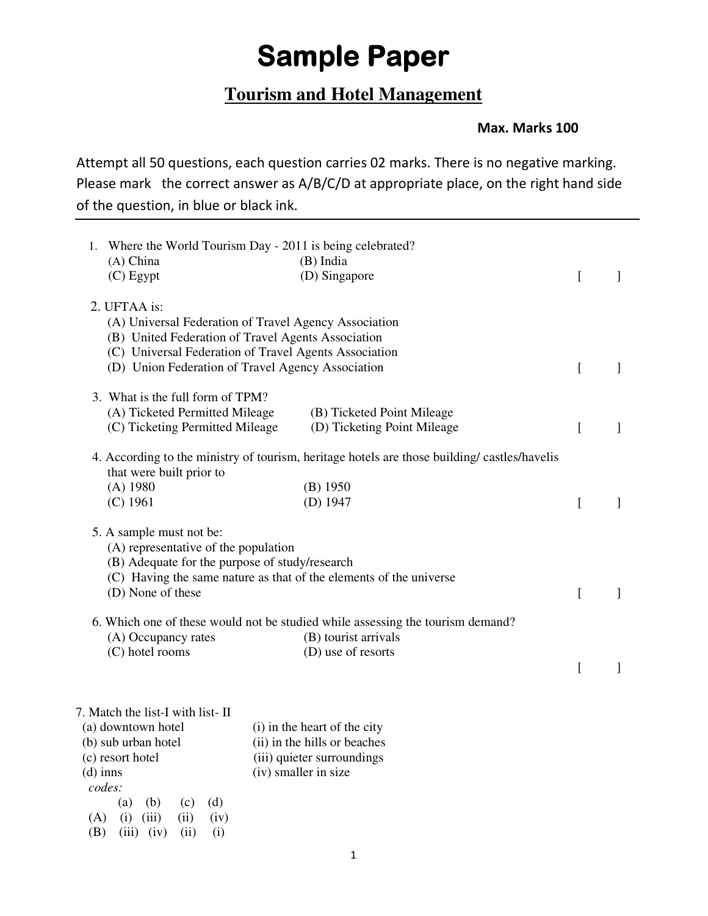# Sample Paper

## Tourism and Hotel Management

**Max. Marks 100**

Attempt all 50 questions, each question carries 02 marks. There is no negative marking. Please mark the correct answer as A/B/C/D at appropriate place, on the right hand side of the question, in blue or black ink.

---

1. Where the World Tourism Day - 2011 is being celebrated?
   (A) China (B) India
   (C) Egypt (D) Singapore [ ]

2. UFTAA is:
   (A) Universal Federation of Travel Agency Association
   (B) United Federation of Travel Agents Association
   (C) Universal Federation of Travel Agents Association
   (D) Union Federation of Travel Agency Association [ ]

3. What is the full form of TPM?
   (A) Ticketed Permitted Mileage (B) Ticketed Point Mileage
   (C) Ticketing Permitted Mileage (D) Ticketing Point Mileage [ ]

4. According to the ministry of tourism, heritage hotels are those building/ castles/havelis that were built prior to
   (A) 1980 (B) 1950
   (C) 1961 (D) 1947 [ ]

5. A sample must not be:
   (A) representative of the population
   (B) Adequate for the purpose of study/research
   (C) Having the same nature as that of the elements of the universe
   (D) None of these [ ]

6. Which one of these would not be studied while assessing the tourism demand?
   (A) Occupancy rates (B) tourist arrivals
   (C) hotel rooms (D) use of resorts
   [ ]

7. Match the list-I with list- II

| List-I | List-II |
|---|---|
| (a) downtown hotel | (i) in the heart of the city |
| (b) sub urban hotel | (ii) in the hills or beaches |
| (c) resort hotel | (iii) quieter surroundings |
| (d) inns | (iv) smaller in size |

*codes:*

| | (a) | (b) | (c) | (d) |
|---|---|---|---|---|
| (A) | (i) | (iii) | (ii) | (iv) |
| (B) | (iii) | (iv) | (ii) | (i) |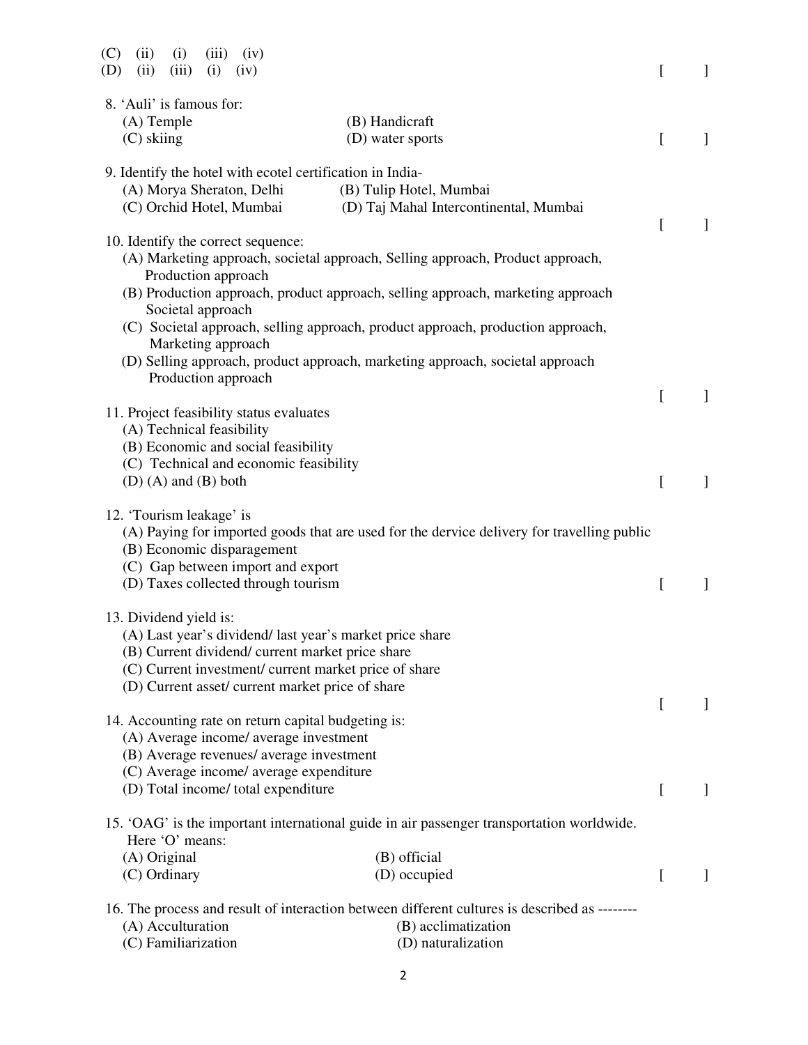(C) (ii) (i) (iii) (iv)
(D) (ii) (iii) (i) (iv) [ ]

8. 'Auli' is famous for:
   (A) Temple (B) Handicraft
   (C) skiing (D) water sports [ ]

9. Identify the hotel with ecotel certification in India-
   (A) Morya Sheraton, Delhi (B) Tulip Hotel, Mumbai
   (C) Orchid Hotel, Mumbai (D) Taj Mahal Intercontinental, Mumbai [ ]

10. Identify the correct sequence:
   (A) Marketing approach, societal approach, Selling approach, Product approach, Production approach
   (B) Production approach, product approach, selling approach, marketing approach Societal approach
   (C) Societal approach, selling approach, product approach, production approach, Marketing approach
   (D) Selling approach, product approach, marketing approach, societal approach Production approach [ ]

11. Project feasibility status evaluates
   (A) Technical feasibility
   (B) Economic and social feasibility
   (C) Technical and economic feasibility
   (D) (A) and (B) both [ ]

12. 'Tourism leakage' is
   (A) Paying for imported goods that are used for the device delivery for travelling public
   (B) Economic disparagement
   (C) Gap between import and export
   (D) Taxes collected through tourism [ ]

13. Dividend yield is:
   (A) Last year's dividend/ last year's market price share
   (B) Current dividend/ current market price share
   (C) Current investment/ current market price of share
   (D) Current asset/ current market price of share [ ]

14. Accounting rate on return capital budgeting is:
   (A) Average income/ average investment
   (B) Average revenues/ average investment
   (C) Average income/ average expenditure
   (D) Total income/ total expenditure [ ]

15. 'OAG' is the important international guide in air passenger transportation worldwide. Here 'O' means:
   (A) Original (B) official
   (C) Ordinary (D) occupied [ ]

16. The process and result of interaction between different cultures is described as --------
   (A) Acculturation (B) acclimatization
   (C) Familiarization (D) naturalization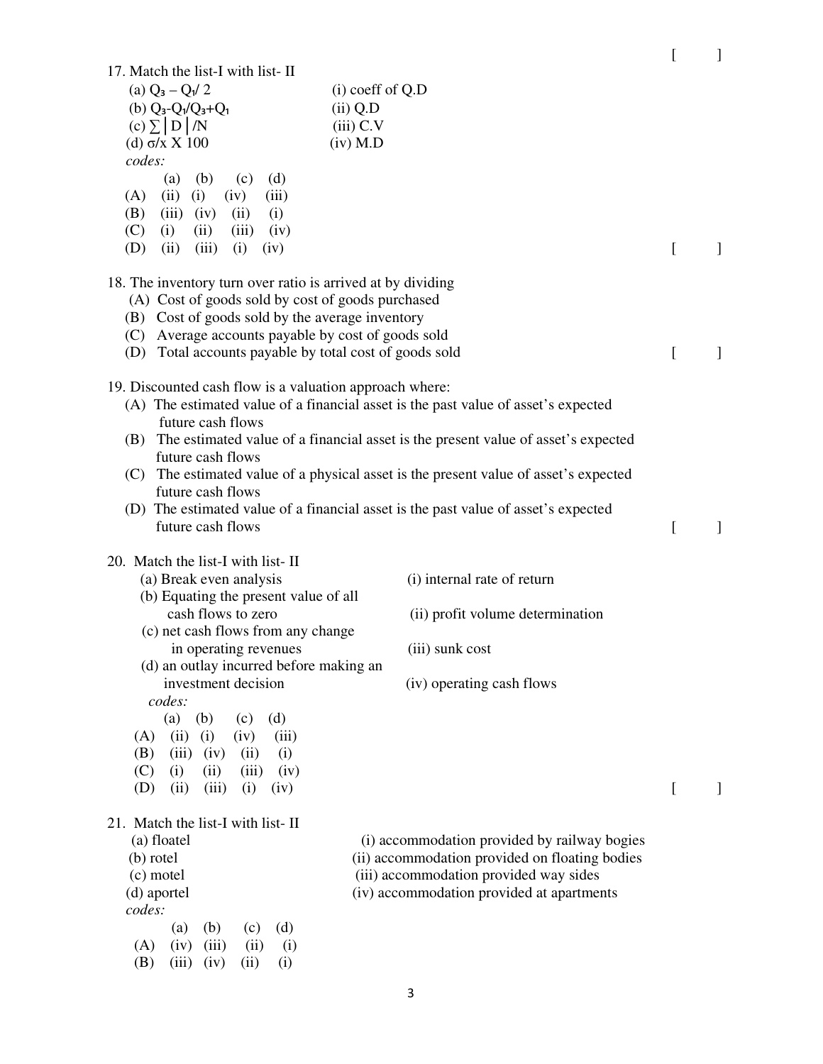[ ]

17. Match the list-I with list- II

| List-I | List-II |
|---|---|
| (a) $Q_3 - Q_1/ 2$ | (i) coeff of Q.D |
| (b) $Q_3-Q_1/Q_3+Q_1$ | (ii) Q.D |
| (c) $\sum \vert D \vert /N$ | (iii) C.V |
| (d) $\sigma/x$ X 100 | (iv) M.D |

*codes:*

| | (a) | (b) | (c) | (d) |
|---|---|---|---|---|
| (A) | (ii) | (i) | (iv) | (iii) |
| (B) | (iii) | (iv) | (ii) | (i) |
| (C) | (i) | (ii) | (iii) | (iv) |
| (D) | (ii) | (iii) | (i) | (iv) |

[ ]

18. The inventory turn over ratio is arrived at by dividing
   (A) Cost of goods sold by cost of goods purchased
   (B) Cost of goods sold by the average inventory
   (C) Average accounts payable by cost of goods sold
   (D) Total accounts payable by total cost of goods sold [ ]

19. Discounted cash flow is a valuation approach where:
   (A) The estimated value of a financial asset is the past value of asset's expected future cash flows
   (B) The estimated value of a financial asset is the present value of asset's expected future cash flows
   (C) The estimated value of a physical asset is the present value of asset's expected future cash flows
   (D) The estimated value of a financial asset is the past value of asset's expected future cash flows [ ]

20. Match the list-I with list- II

| List-I | List-II |
|---|---|
| (a) Break even analysis | (i) internal rate of return |
| (b) Equating the present value of all cash flows to zero | (ii) profit volume determination |
| (c) net cash flows from any change in operating revenues | (iii) sunk cost |
| (d) an outlay incurred before making an investment decision | (iv) operating cash flows |

*codes:*

| | (a) | (b) | (c) | (d) |
|---|---|---|---|---|
| (A) | (ii) | (i) | (iv) | (iii) |
| (B) | (iii) | (iv) | (ii) | (i) |
| (C) | (i) | (ii) | (iii) | (iv) |
| (D) | (ii) | (iii) | (i) | (iv) |

[ ]

21. Match the list-I with list- II

| List-I | List-II |
|---|---|
| (a) floatel | (i) accommodation provided by railway bogies |
| (b) rotel | (ii) accommodation provided on floating bodies |
| (c) motel | (iii) accommodation provided way sides |
| (d) aportel | (iv) accommodation provided at apartments |

*codes:*

| | (a) | (b) | (c) | (d) |
|---|---|---|---|---|
| (A) | (iv) | (iii) | (ii) | (i) |
| (B) | (iii) | (iv) | (ii) | (i) |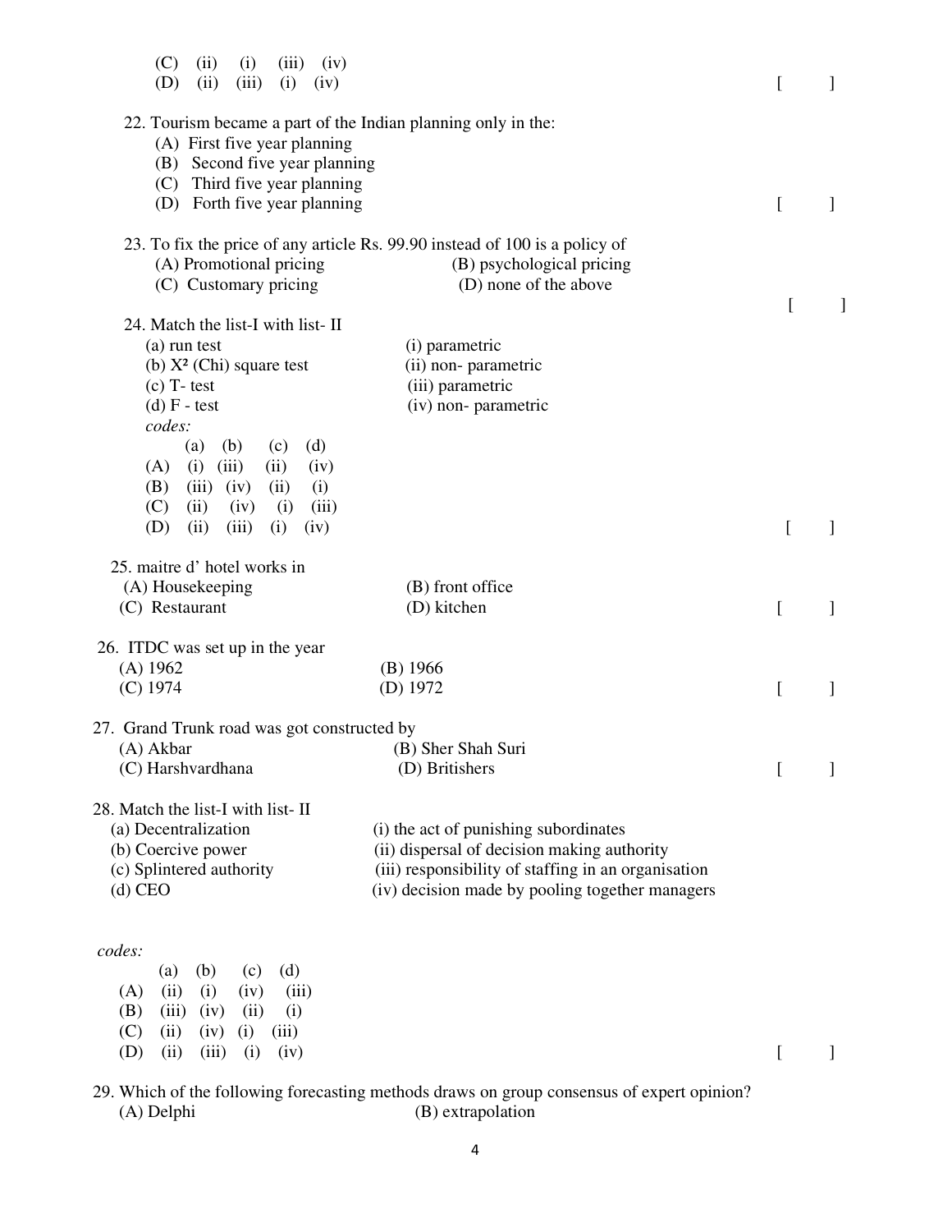(C) (ii) (i) (iii) (iv)
(D) (ii) (iii) (i) (iv) [ ]

22. Tourism became a part of the Indian planning only in the:
(A) First five year planning
(B) Second five year planning
(C) Third five year planning
(D) Forth five year planning [ ]

23. To fix the price of any article Rs. 99.90 instead of 100 is a policy of
(A) Promotional pricing (B) psychological pricing
(C) Customary pricing (D) none of the above
[ ]

24. Match the list-I with list- II

| | |
|---|---|
| (a) run test | (i) parametric |
| (b) $X^2$ (Chi) square test | (ii) non- parametric |
| (c) T- test | (iii) parametric |
| (d) F - test | (iv) non- parametric |

*codes:*

| | (a) | (b) | (c) | (d) |
|---|---|---|---|---|
| (A) | (i) | (iii) | (ii) | (iv) |
| (B) | (iii) | (iv) | (ii) | (i) |
| (C) | (ii) | (iv) | (i) | (iii) |
| (D) | (ii) | (iii) | (i) | (iv) |

[ ]

25. maitre d' hotel works in
(A) Housekeeping (B) front office
(C) Restaurant (D) kitchen [ ]

26. ITDC was set up in the year
(A) 1962 (B) 1966
(C) 1974 (D) 1972 [ ]

27. Grand Trunk road was got constructed by
(A) Akbar (B) Sher Shah Suri
(C) Harshvardhana (D) Britishers [ ]

28. Match the list-I with list- II

| | |
|---|---|
| (a) Decentralization | (i) the act of punishing subordinates |
| (b) Coercive power | (ii) dispersal of decision making authority |
| (c) Splintered authority | (iii) responsibility of staffing in an organisation |
| (d) CEO | (iv) decision made by pooling together managers |

*codes:*

| | (a) | (b) | (c) | (d) |
|---|---|---|---|---|
| (A) | (ii) | (i) | (iv) | (iii) |
| (B) | (iii) | (iv) | (ii) | (i) |
| (C) | (ii) | (iv) | (i) | (iii) |
| (D) | (ii) | (iii) | (i) | (iv) |

[ ]

29. Which of the following forecasting methods draws on group consensus of expert opinion?
(A) Delphi (B) extrapolation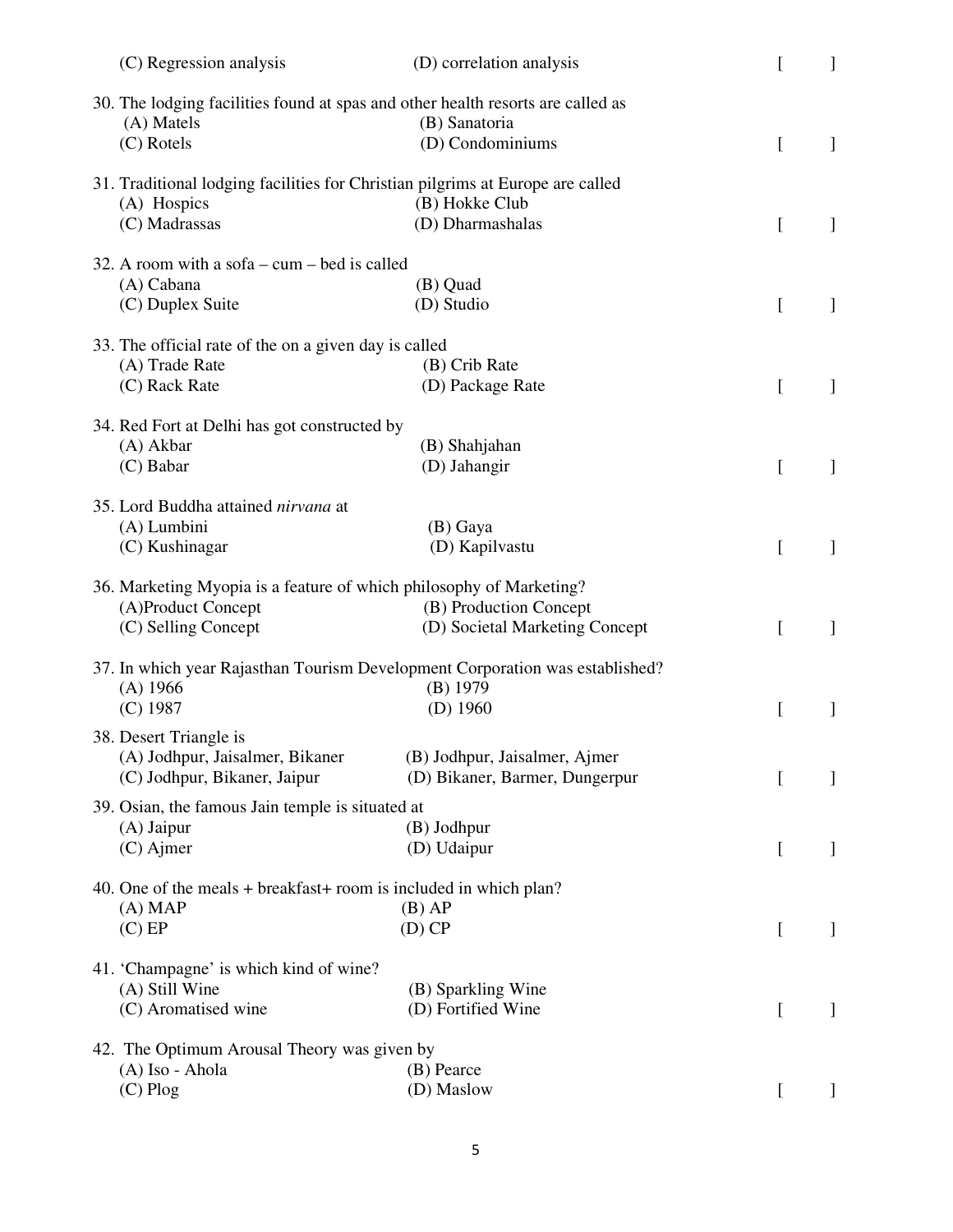(C) Regression analysis (D) correlation analysis [ ]

30. The lodging facilities found at spas and other health resorts are called as
    (A) Matels (B) Sanatoria
    (C) Rotels (D) Condominiums [ ]

31. Traditional lodging facilities for Christian pilgrims at Europe are called
    (A) Hospics (B) Hokke Club
    (C) Madrassas (D) Dharmashalas [ ]

32. A room with a sofa – cum – bed is called
    (A) Cabana (B) Quad
    (C) Duplex Suite (D) Studio [ ]

33. The official rate of the on a given day is called
    (A) Trade Rate (B) Crib Rate
    (C) Rack Rate (D) Package Rate [ ]

34. Red Fort at Delhi has got constructed by
    (A) Akbar (B) Shahjahan
    (C) Babar (D) Jahangir [ ]

35. Lord Buddha attained *nirvana* at
    (A) Lumbini (B) Gaya
    (C) Kushinagar (D) Kapilvastu [ ]

36. Marketing Myopia is a feature of which philosophy of Marketing?
    (A)Product Concept (B) Production Concept
    (C) Selling Concept (D) Societal Marketing Concept [ ]

37. In which year Rajasthan Tourism Development Corporation was established?
    (A) 1966 (B) 1979
    (C) 1987 (D) 1960 [ ]

38. Desert Triangle is
    (A) Jodhpur, Jaisalmer, Bikaner (B) Jodhpur, Jaisalmer, Ajmer
    (C) Jodhpur, Bikaner, Jaipur (D) Bikaner, Barmer, Dungerpur [ ]

39. Osian, the famous Jain temple is situated at
    (A) Jaipur (B) Jodhpur
    (C) Ajmer (D) Udaipur [ ]

40. One of the meals + breakfast+ room is included in which plan?
    (A) MAP (B) AP
    (C) EP (D) CP [ ]

41. 'Champagne' is which kind of wine?
    (A) Still Wine (B) Sparkling Wine
    (C) Aromatised wine (D) Fortified Wine [ ]

42. The Optimum Arousal Theory was given by
    (A) Iso - Ahola (B) Pearce
    (C) Plog (D) Maslow [ ]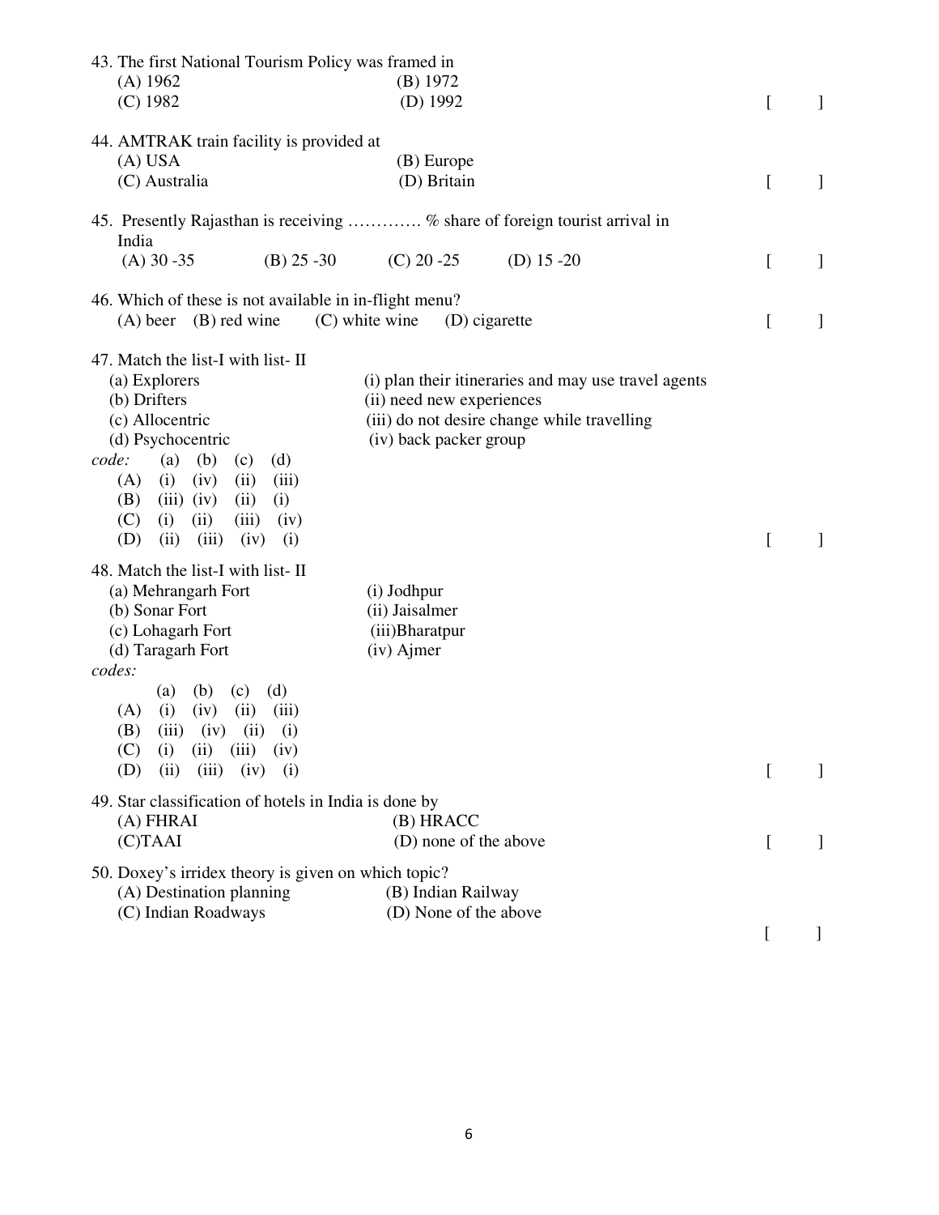43. The first National Tourism Policy was framed in

(A) 1962 (B) 1972

(C) 1982 (D) 1992 [ ]

44. AMTRAK train facility is provided at

(A) USA (B) Europe

(C) Australia (D) Britain [ ]

45. Presently Rajasthan is receiving …………. % share of foreign tourist arrival in India

(A) 30 -35 (B) 25 -30 (C) 20 -25 (D) 15 -20 [ ]

46. Which of these is not available in in-flight menu?

(A) beer (B) red wine (C) white wine (D) cigarette [ ]

47. Match the list-I with list- II

(a) Explorers (i) plan their itineraries and may use travel agents

(b) Drifters (ii) need new experiences

(c) Allocentric (iii) do not desire change while travelling

(d) Psychocentric (iv) back packer group

*code:*

| | (a) | (b) | (c) | (d) |
|---|---|---|---|---|
| (A) | (i) | (iv) | (ii) | (iii) |
| (B) | (iii) | (iv) | (ii) | (i) |
| (C) | (i) | (ii) | (iii) | (iv) |
| (D) | (ii) | (iii) | (iv) | (i) |

[ ]

48. Match the list-I with list- II

(a) Mehrangarh Fort (i) Jodhpur

(b) Sonar Fort (ii) Jaisalmer

(c) Lohagarh Fort (iii) Bharatpur

(d) Taragarh Fort (iv) Ajmer

*codes:*

| | (a) | (b) | (c) | (d) |
|---|---|---|---|---|
| (A) | (i) | (iv) | (ii) | (iii) |
| (B) | (iii) | (iv) | (ii) | (i) |
| (C) | (i) | (ii) | (iii) | (iv) |
| (D) | (ii) | (iii) | (iv) | (i) |

[ ]

49. Star classification of hotels in India is done by

(A) FHRAI (B) HRACC

(C) TAAI (D) none of the above [ ]

50. Doxey's irridex theory is given on which topic?

(A) Destination planning (B) Indian Railway

(C) Indian Roadways (D) None of the above

[ ]